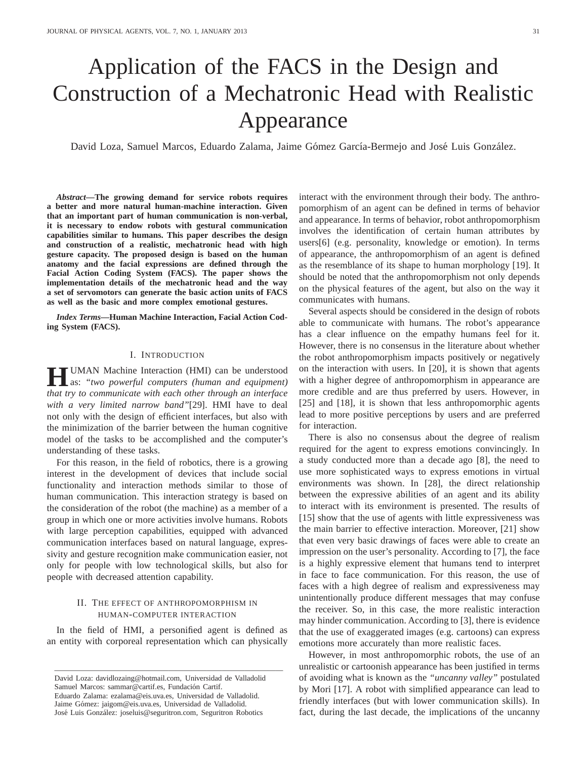# Application of the FACS in the Design and Construction of a Mechatronic Head with Realistic Appearance

David Loza, Samuel Marcos, Eduardo Zalama, Jaime Gómez García-Bermejo and José Luis González.

***Abstract*—The growing demand for service robots requires a better and more natural human-machine interaction. Given that an important part of human communication is non-verbal, it is necessary to endow robots with gestural communication capabilities similar to humans. This paper describes the design and construction of a realistic, mechatronic head with high gesture capacity. The proposed design is based on the human anatomy and the facial expressions are defined through the Facial Action Coding System (FACS). The paper shows the implementation details of the mechatronic head and the way a set of servomotors can generate the basic action units of FACS as well as the basic and more complex emotional gestures.**

***Index Terms*—Human Machine Interaction, Facial Action Coding System (FACS).**

## I. Introduction

HUMAN Machine Interaction (HMI) can be understood as: *"two powerful computers (human and equipment) that try to communicate with each other through an interface with a very limited narrow band"*[29]. HMI have to deal not only with the design of efficient interfaces, but also with the minimization of the barrier between the human cognitive model of the tasks to be accomplished and the computer's understanding of these tasks.

For this reason, in the field of robotics, there is a growing interest in the development of devices that include social functionality and interaction methods similar to those of human communication. This interaction strategy is based on the consideration of the robot (the machine) as a member of a group in which one or more activities involve humans. Robots with large perception capabilities, equipped with advanced communication interfaces based on natural language, expressivity and gesture recognition make communication easier, not only for people with low technological skills, but also for people with decreased attention capability.

## II. The effect of anthropomorphism in human-computer interaction

In the field of HMI, a personified agent is defined as an entity with corporeal representation which can physically interact with the environment through their body. The anthropomorphism of an agent can be defined in terms of behavior and appearance. In terms of behavior, robot anthropomorphism involves the identification of certain human attributes by users[6] (e.g. personality, knowledge or emotion). In terms of appearance, the anthropomorphism of an agent is defined as the resemblance of its shape to human morphology [19]. It should be noted that the anthropomorphism not only depends on the physical features of the agent, but also on the way it communicates with humans.

Several aspects should be considered in the design of robots able to communicate with humans. The robot's appearance has a clear influence on the empathy humans feel for it. However, there is no consensus in the literature about whether the robot anthropomorphism impacts positively or negatively on the interaction with users. In [20], it is shown that agents with a higher degree of anthropomorphism in appearance are more credible and are thus preferred by users. However, in [25] and [18], it is shown that less anthropomorphic agents lead to more positive perceptions by users and are preferred for interaction.

There is also no consensus about the degree of realism required for the agent to express emotions convincingly. In a study conducted more than a decade ago [8], the need to use more sophisticated ways to express emotions in virtual environments was shown. In [28], the direct relationship between the expressive abilities of an agent and its ability to interact with its environment is presented. The results of [15] show that the use of agents with little expressiveness was the main barrier to effective interaction. Moreover, [21] show that even very basic drawings of faces were able to create an impression on the user's personality. According to [7], the face is a highly expressive element that humans tend to interpret in face to face communication. For this reason, the use of faces with a high degree of realism and expressiveness may unintentionally produce different messages that may confuse the receiver. So, in this case, the more realistic interaction may hinder communication. According to [3], there is evidence that the use of exaggerated images (e.g. cartoons) can express emotions more accurately than more realistic faces.

However, in most anthropomorphic robots, the use of an unrealistic or cartoonish appearance has been justified in terms of avoiding what is known as the *"uncanny valley"* postulated by Mori [17]. A robot with simplified appearance can lead to friendly interfaces (but with lower communication skills). In fact, during the last decade, the implications of the uncanny

---

David Loza: davidlozaing@hotmail.com, Universidad de Valladolid
Samuel Marcos: sammar@cartif.es, Fundación Cartif.
Eduardo Zalama: ezalama@eis.uva.es, Universidad de Valladolid.
Jaime Gómez: jaigom@eis.uva.es, Universidad de Valladolid.
José Luis González: joseluis@seguritron.com, Seguritron Robotics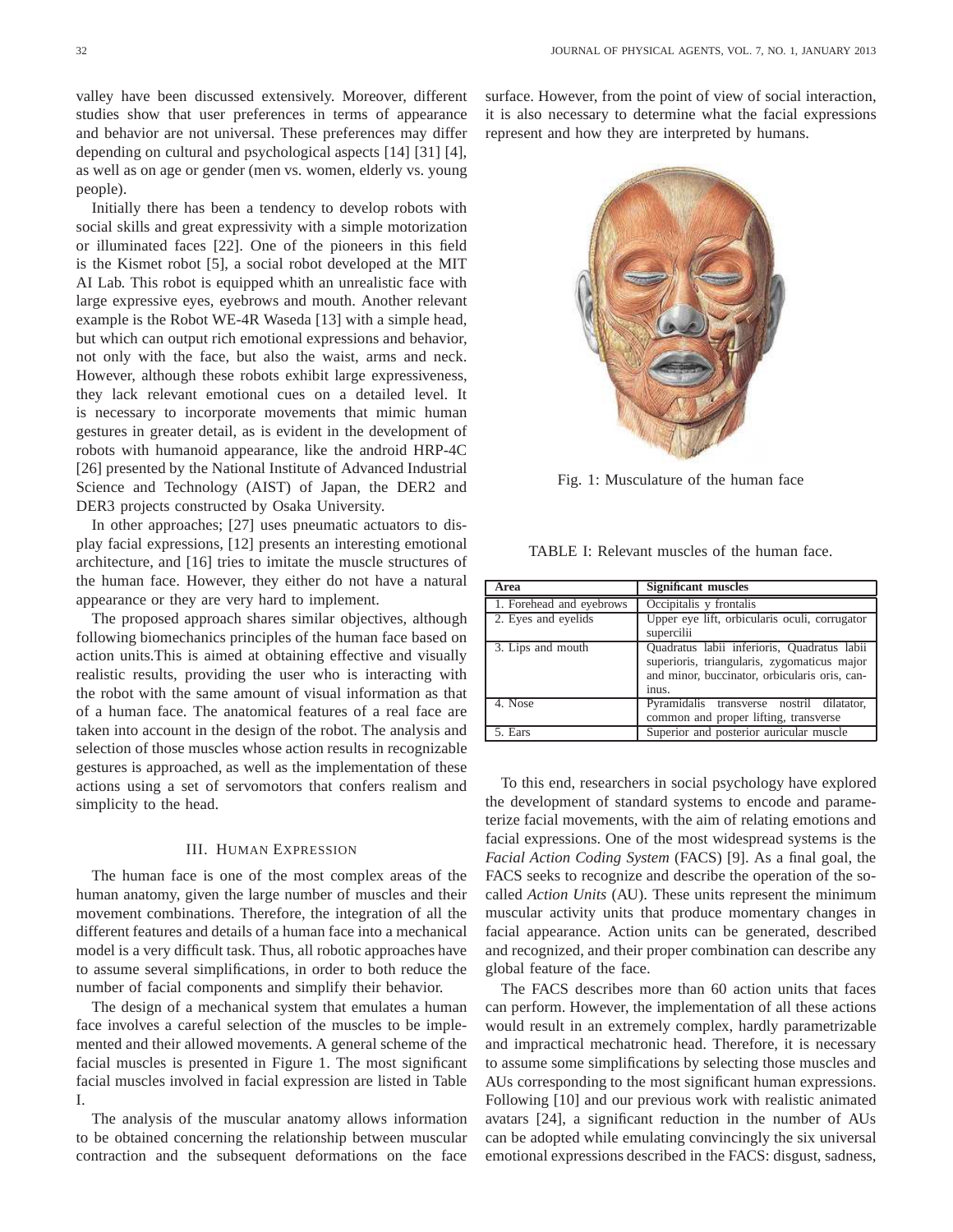valley have been discussed extensively. Moreover, different studies show that user preferences in terms of appearance and behavior are not universal. These preferences may differ depending on cultural and psychological aspects [14] [31] [4], as well as on age or gender (men vs. women, elderly vs. young people).

Initially there has been a tendency to develop robots with social skills and great expressivity with a simple motorization or illuminated faces [22]. One of the pioneers in this field is the Kismet robot [5], a social robot developed at the MIT AI Lab. This robot is equipped whith an unrealistic face with large expressive eyes, eyebrows and mouth. Another relevant example is the Robot WE-4R Waseda [13] with a simple head, but which can output rich emotional expressions and behavior, not only with the face, but also the waist, arms and neck. However, although these robots exhibit large expressiveness, they lack relevant emotional cues on a detailed level. It is necessary to incorporate movements that mimic human gestures in greater detail, as is evident in the development of robots with humanoid appearance, like the android HRP-4C [26] presented by the National Institute of Advanced Industrial Science and Technology (AIST) of Japan, the DER2 and DER3 projects constructed by Osaka University.

In other approaches; [27] uses pneumatic actuators to display facial expressions, [12] presents an interesting emotional architecture, and [16] tries to imitate the muscle structures of the human face. However, they either do not have a natural appearance or they are very hard to implement.

The proposed approach shares similar objectives, although following biomechanics principles of the human face based on action units.This is aimed at obtaining effective and visually realistic results, providing the user who is interacting with the robot with the same amount of visual information as that of a human face. The anatomical features of a real face are taken into account in the design of the robot. The analysis and selection of those muscles whose action results in recognizable gestures is approached, as well as the implementation of these actions using a set of servomotors that confers realism and simplicity to the head.

## III. Human Expression

The human face is one of the most complex areas of the human anatomy, given the large number of muscles and their movement combinations. Therefore, the integration of all the different features and details of a human face into a mechanical model is a very difficult task. Thus, all robotic approaches have to assume several simplifications, in order to both reduce the number of facial components and simplify their behavior.

The design of a mechanical system that emulates a human face involves a careful selection of the muscles to be implemented and their allowed movements. A general scheme of the facial muscles is presented in Figure 1. The most significant facial muscles involved in facial expression are listed in Table I.

The analysis of the muscular anatomy allows information to be obtained concerning the relationship between muscular contraction and the subsequent deformations on the face surface. However, from the point of view of social interaction, it is also necessary to determine what the facial expressions represent and how they are interpreted by humans.

Fig. 1: Musculature of the human face

TABLE I: Relevant muscles of the human face.

| Area | Significant muscles |
|---|---|
| 1. Forehead and eyebrows | Occipitalis y frontalis |
| 2. Eyes and eyelids | Upper eye lift, orbicularis oculi, corrugator supercilii |
| 3. Lips and mouth | Quadratus labii inferioris, Quadratus labii superioris, triangularis, zygomaticus major and minor, buccinator, orbicularis oris, caninus. |
| 4. Nose | Pyramidalis transverse nostril dilatator, common and proper lifting, transverse |
| 5. Ears | Superior and posterior auricular muscle |

To this end, researchers in social psychology have explored the development of standard systems to encode and parameterize facial movements, with the aim of relating emotions and facial expressions. One of the most widespread systems is the *Facial Action Coding System* (FACS) [9]. As a final goal, the FACS seeks to recognize and describe the operation of the so-called *Action Units* (AU). These units represent the minimum muscular activity units that produce momentary changes in facial appearance. Action units can be generated, described and recognized, and their proper combination can describe any global feature of the face.

The FACS describes more than 60 action units that faces can perform. However, the implementation of all these actions would result in an extremely complex, hardly parametrizable and impractical mechatronic head. Therefore, it is necessary to assume some simplifications by selecting those muscles and AUs corresponding to the most significant human expressions. Following [10] and our previous work with realistic animated avatars [24], a significant reduction in the number of AUs can be adopted while emulating convincingly the six universal emotional expressions described in the FACS: disgust, sadness,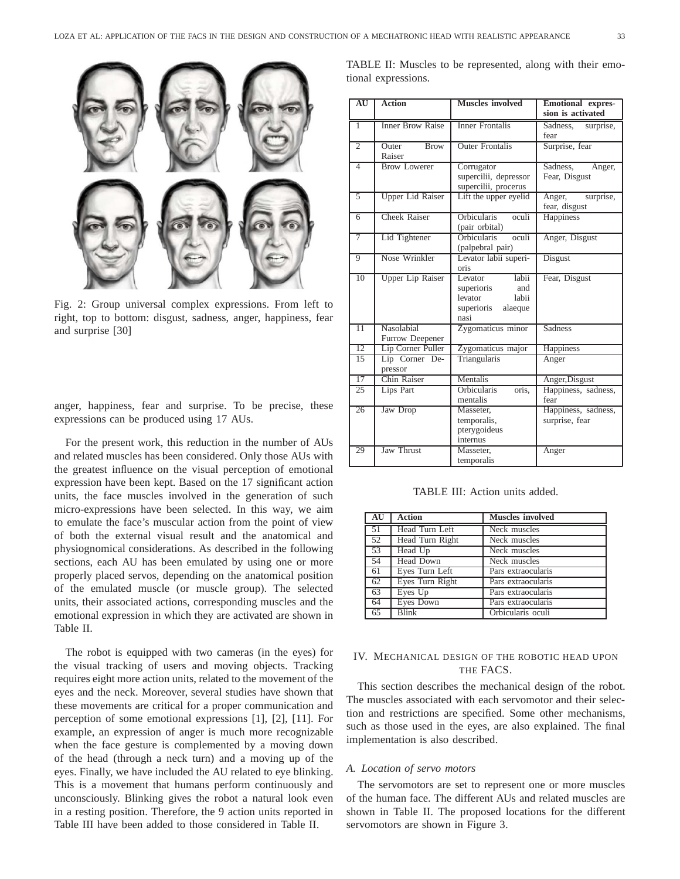Fig. 2: Group universal complex expressions. From left to right, top to bottom: disgust, sadness, anger, happiness, fear and surprise [30]

anger, happiness, fear and surprise. To be precise, these expressions can be produced using 17 AUs.

For the present work, this reduction in the number of AUs and related muscles has been considered. Only those AUs with the greatest influence on the visual perception of emotional expression have been kept. Based on the 17 significant action units, the face muscles involved in the generation of such micro-expressions have been selected. In this way, we aim to emulate the face's muscular action from the point of view of both the external visual result and the anatomical and physiognomical considerations. As described in the following sections, each AU has been emulated by using one or more properly placed servos, depending on the anatomical position of the emulated muscle (or muscle group). The selected units, their associated actions, corresponding muscles and the emotional expression in which they are activated are shown in Table II.

The robot is equipped with two cameras (in the eyes) for the visual tracking of users and moving objects. Tracking requires eight more action units, related to the movement of the eyes and the neck. Moreover, several studies have shown that these movements are critical for a proper communication and perception of some emotional expressions [1], [2], [11]. For example, an expression of anger is much more recognizable when the face gesture is complemented by a moving down of the head (through a neck turn) and a moving up of the eyes. Finally, we have included the AU related to eye blinking. This is a movement that humans perform continuously and unconsciously. Blinking gives the robot a natural look even in a resting position. Therefore, the 9 action units reported in Table III have been added to those considered in Table II.

TABLE II: Muscles to be represented, along with their emotional expressions.

| AU | Action | Muscles involved | Emotional expression is activated |
|---|---|---|---|
| 1 | Inner Brow Raise | Inner Frontalis | Sadness, surprise, fear |
| 2 | Outer Brow Raiser | Outer Frontalis | Surprise, fear |
| 4 | Brow Lowerer | Corrugator supercilii, depressor supercilii, procerus | Sadness, Anger, Fear, Disgust |
| 5 | Upper Lid Raiser | Lift the upper eyelid | Anger, surprise, fear, disgust |
| 6 | Cheek Raiser | Orbicularis oculi (pair orbital) | Happiness |
| 7 | Lid Tightener | Orbicularis oculi (palpebral pair) | Anger, Disgust |
| 9 | Nose Wrinkler | Levator labii superioris | Disgust |
| 10 | Upper Lip Raiser | Levator labii superioris and levator labii superioris alaeque nasi | Fear, Disgust |
| 11 | Nasolabial Furrow Deepener | Zygomaticus minor | Sadness |
| 12 | Lip Corner Puller | Zygomaticus major | Happiness |
| 15 | Lip Corner Depressor | Triangularis | Anger |
| 17 | Chin Raiser | Mentalis | Anger,Disgust |
| 25 | Lips Part | Orbicularis oris, mentalis | Happiness, sadness, fear |
| 26 | Jaw Drop | Masseter, temporalis, pterygoideus internus | Happiness, sadness, surprise, fear |
| 29 | Jaw Thrust | Masseter, temporalis | Anger |

TABLE III: Action units added.

| AU | Action | Muscles involved |
|---|---|---|
| 51 | Head Turn Left | Neck muscles |
| 52 | Head Turn Right | Neck muscles |
| 53 | Head Up | Neck muscles |
| 54 | Head Down | Neck muscles |
| 61 | Eyes Turn Left | Pars extraocularis |
| 62 | Eyes Turn Right | Pars extraocularis |
| 63 | Eyes Up | Pars extraocularis |
| 64 | Eyes Down | Pars extraocularis |
| 65 | Blink | Orbicularis oculi |

## IV. Mechanical design of the robotic head upon the FACS.

This section describes the mechanical design of the robot. The muscles associated with each servomotor and their selection and restrictions are specified. Some other mechanisms, such as those used in the eyes, are also explained. The final implementation is also described.

### A. Location of servo motors

The servomotors are set to represent one or more muscles of the human face. The different AUs and related muscles are shown in Table II. The proposed locations for the different servomotors are shown in Figure 3.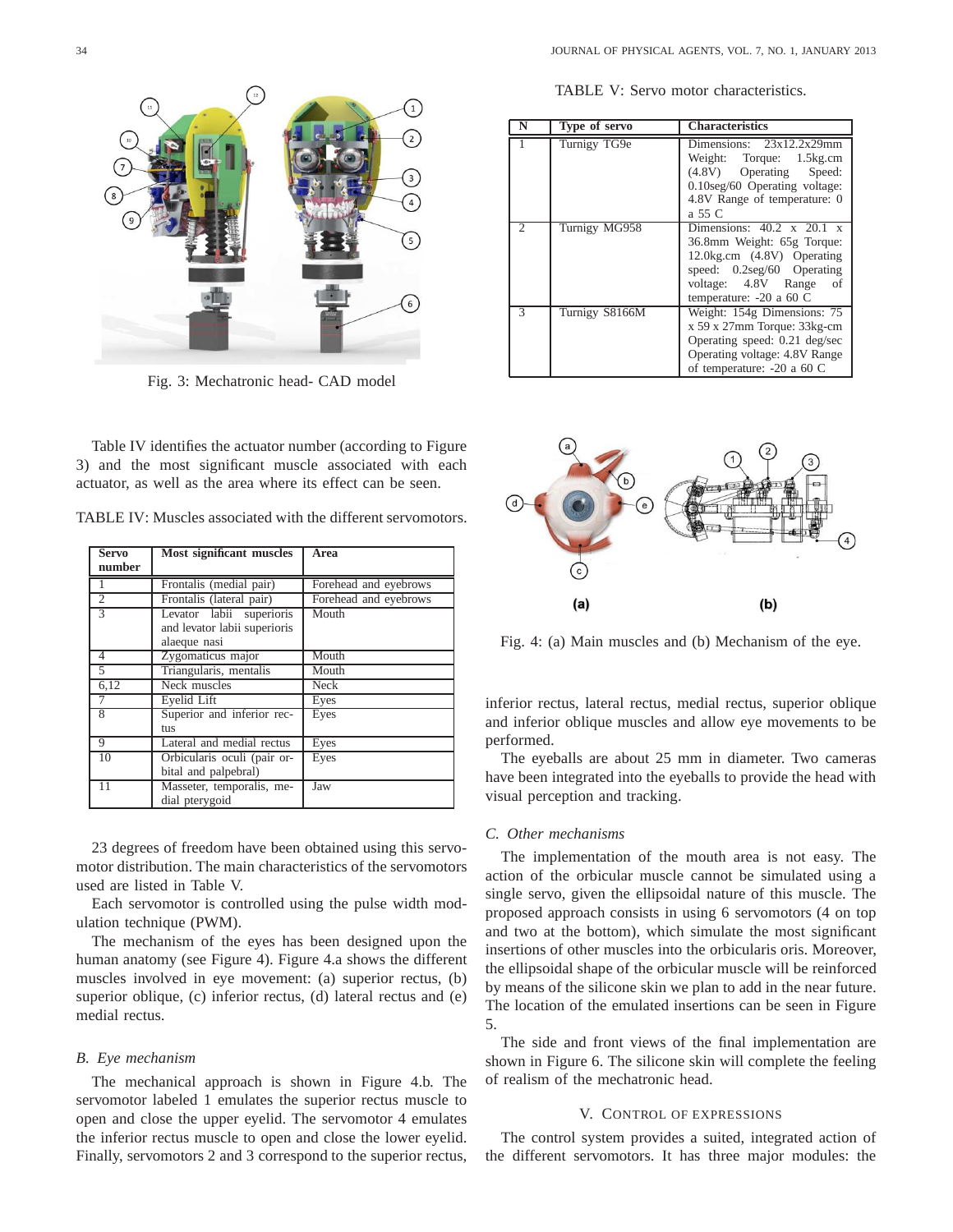Fig. 3: Mechatronic head- CAD model

Table IV identifies the actuator number (according to Figure 3) and the most significant muscle associated with each actuator, as well as the area where its effect can be seen.

TABLE IV: Muscles associated with the different servomotors.

| Servo number | Most significant muscles | Area |
|---|---|---|
| 1 | Frontalis (medial pair) | Forehead and eyebrows |
| 2 | Frontalis (lateral pair) | Forehead and eyebrows |
| 3 | Levator labii superioris and levator labii superioris alaeque nasi | Mouth |
| 4 | Zygomaticus major | Mouth |
| 5 | Triangularis, mentalis | Mouth |
| 6,12 | Neck muscles | Neck |
| 7 | Eyelid Lift | Eyes |
| 8 | Superior and inferior rectus | Eyes |
| 9 | Lateral and medial rectus | Eyes |
| 10 | Orbicularis oculi (pair orbital and palpebral) | Eyes |
| 11 | Masseter, temporalis, medial pterygoid | Jaw |

23 degrees of freedom have been obtained using this servomotor distribution. The main characteristics of the servomotors used are listed in Table V.

Each servomotor is controlled using the pulse width modulation technique (PWM).

The mechanism of the eyes has been designed upon the human anatomy (see Figure 4). Figure 4.a shows the different muscles involved in eye movement: (a) superior rectus, (b) superior oblique, (c) inferior rectus, (d) lateral rectus and (e) medial rectus.

### B. Eye mechanism

The mechanical approach is shown in Figure 4.b. The servomotor labeled 1 emulates the superior rectus muscle to open and close the upper eyelid. The servomotor 4 emulates the inferior rectus muscle to open and close the lower eyelid. Finally, servomotors 2 and 3 correspond to the superior rectus, inferior rectus, lateral rectus, medial rectus, superior oblique and inferior oblique muscles and allow eye movements to be performed.

The eyeballs are about 25 mm in diameter. Two cameras have been integrated into the eyeballs to provide the head with visual perception and tracking.

TABLE V: Servo motor characteristics.

| N | Type of servo | Characteristics |
|---|---|---|
| 1 | Turnigy TG9e | Dimensions: 23x12.2x29mm Weight: Torque: 1.5kg.cm (4.8V) Operating Speed: 0.10seg/60 Operating voltage: 4.8V Range of temperature: 0 a 55 C |
| 2 | Turnigy MG958 | Dimensions: 40.2 x 20.1 x 36.8mm Weight: 65g Torque: 12.0kg.cm (4.8V) Operating speed: 0.2seg/60 Operating voltage: 4.8V Range of temperature: -20 a 60 C |
| 3 | Turnigy S8166M | Weight: 154g Dimensions: 75 x 59 x 27mm Torque: 33kg-cm Operating speed: 0.21 deg/sec Operating voltage: 4.8V Range of temperature: -20 a 60 C |

Fig. 4: (a) Main muscles and (b) Mechanism of the eye.

### C. Other mechanisms

The implementation of the mouth area is not easy. The action of the orbicular muscle cannot be simulated using a single servo, given the ellipsoidal nature of this muscle. The proposed approach consists in using 6 servomotors (4 on top and two at the bottom), which simulate the most significant insertions of other muscles into the orbicularis oris. Moreover, the ellipsoidal shape of the orbicular muscle will be reinforced by means of the silicone skin we plan to add in the near future. The location of the emulated insertions can be seen in Figure 5.

The side and front views of the final implementation are shown in Figure 6. The silicone skin will complete the feeling of realism of the mechatronic head.

## V. Control of Expressions

The control system provides a suited, integrated action of the different servomotors. It has three major modules: the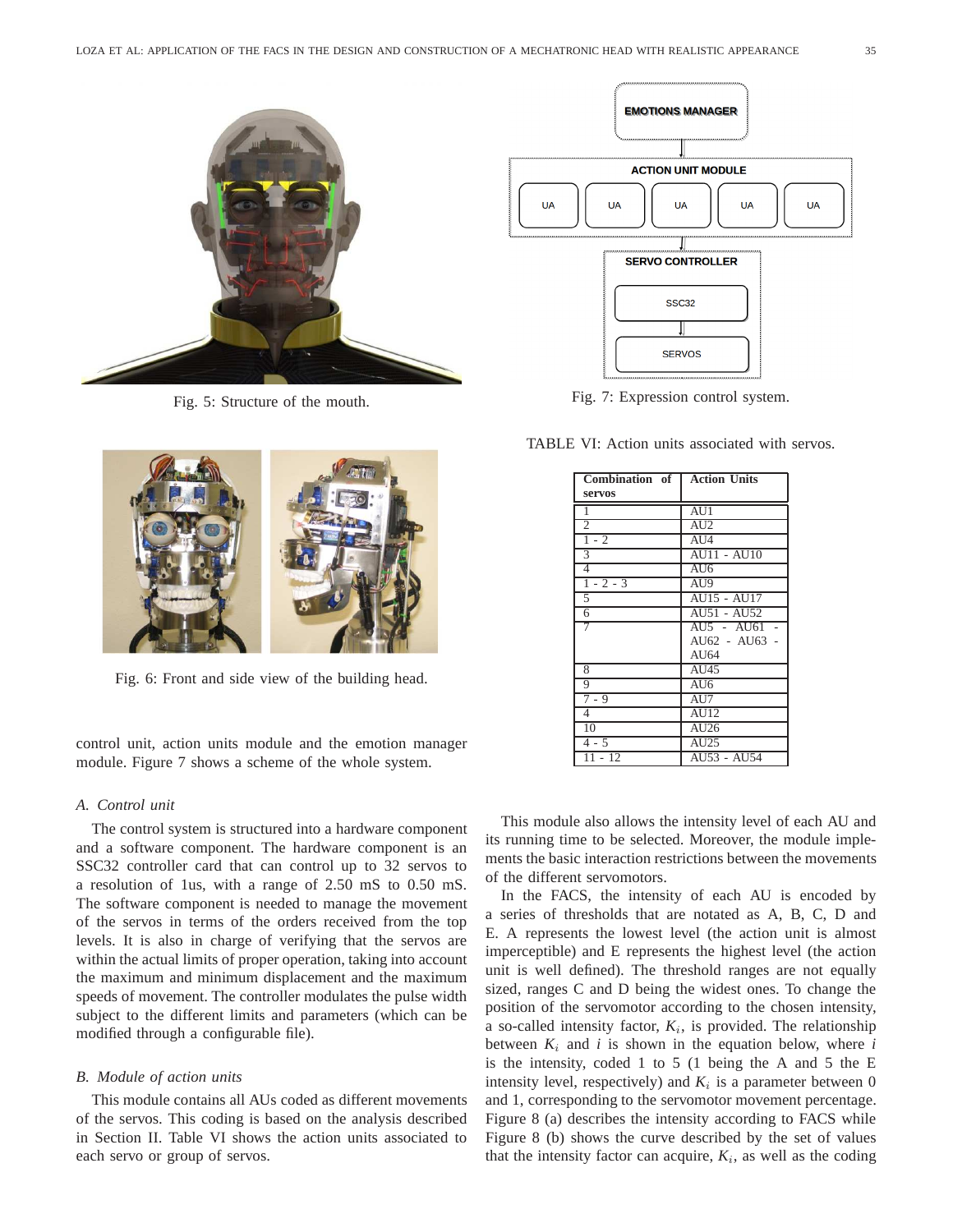Fig. 5: Structure of the mouth.

Fig. 6: Front and side view of the building head.

control unit, action units module and the emotion manager module. Figure 7 shows a scheme of the whole system.

### A. Control unit

The control system is structured into a hardware component and a software component. The hardware component is an SSC32 controller card that can control up to 32 servos to a resolution of 1us, with a range of 2.50 mS to 0.50 mS. The software component is needed to manage the movement of the servos in terms of the orders received from the top levels. It is also in charge of verifying that the servos are within the actual limits of proper operation, taking into account the maximum and minimum displacement and the maximum speeds of movement. The controller modulates the pulse width subject to the different limits and parameters (which can be modified through a configurable file).

### B. Module of action units

This module contains all AUs coded as different movements of the servos. This coding is based on the analysis described in Section II. Table VI shows the action units associated to each servo or group of servos.

Fig. 7: Expression control system.

TABLE VI: Action units associated with servos.

| Combination of servos | Action Units |
|---|---|
| 1 | AU1 |
| 2 | AU2 |
| 1 - 2 | AU4 |
| 3 | AU11 - AU10 |
| 4 | AU6 |
| 1 - 2 - 3 | AU9 |
| 5 | AU15 - AU17 |
| 6 | AU51 - AU52 |
| 7 | AU5 - AU61 - AU62 - AU63 - AU64 |
| 8 | AU45 |
| 9 | AU6 |
| 7 - 9 | AU7 |
| 4 | AU12 |
| 10 | AU26 |
| 4 - 5 | AU25 |
| 11 - 12 | AU53 - AU54 |

This module also allows the intensity level of each AU and its running time to be selected. Moreover, the module implements the basic interaction restrictions between the movements of the different servomotors.

In the FACS, the intensity of each AU is encoded by a series of thresholds that are notated as A, B, C, D and E. A represents the lowest level (the action unit is almost imperceptible) and E represents the highest level (the action unit is well defined). The threshold ranges are not equally sized, ranges C and D being the widest ones. To change the position of the servomotor according to the chosen intensity, a so-called intensity factor, $K_i$, is provided. The relationship between $K_i$ and $i$ is shown in the equation below, where $i$ is the intensity, coded 1 to 5 (1 being the A and 5 the E intensity level, respectively) and $K_i$ is a parameter between 0 and 1, corresponding to the servomotor movement percentage. Figure 8 (a) describes the intensity according to FACS while Figure 8 (b) shows the curve described by the set of values that the intensity factor can acquire, $K_i$, as well as the coding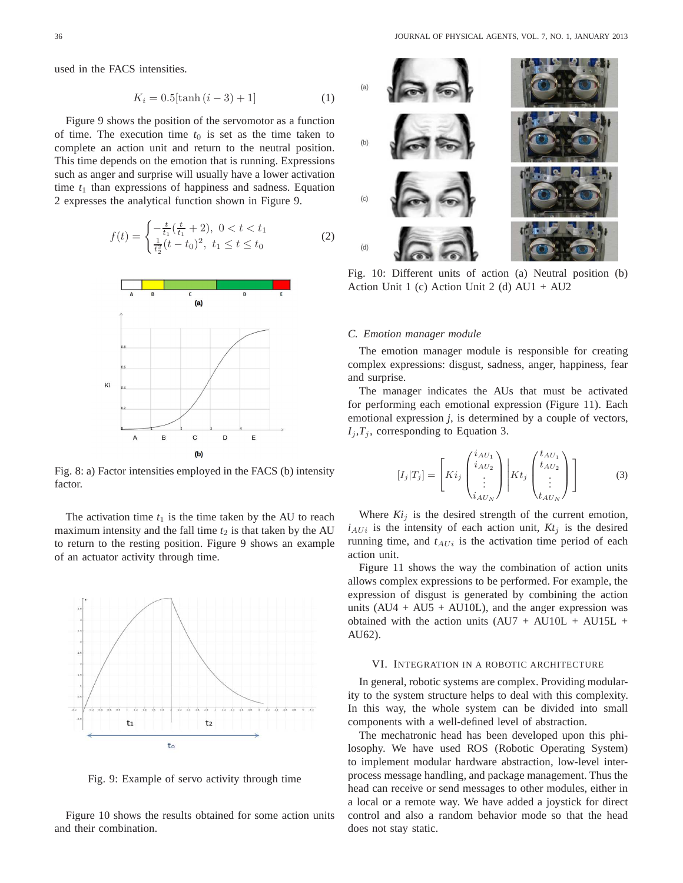used in the FACS intensities.

$$K_i = 0.5[\tanh(i-3)+1] \tag{1}$$

Figure 9 shows the position of the servomotor as a function of time. The execution time $t_0$ is set as the time taken to complete an action unit and return to the neutral position. This time depends on the emotion that is running. Expressions such as anger and surprise will usually have a lower activation time $t_1$ than expressions of happiness and sadness. Equation 2 expresses the analytical function shown in Figure 9.

$$f(t) = \begin{cases} -\frac{t}{t_1}(\frac{t}{t_1}+2), & 0 < t < t_1 \\ \frac{1}{t_2^2}(t-t_0)^2, & t_1 \leq t \leq t_0 \end{cases} \tag{2}$$

Fig. 8: a) Factor intensities employed in the FACS (b) intensity factor.

The activation time $t_1$ is the time taken by the AU to reach maximum intensity and the fall time $t_2$ is that taken by the AU to return to the resting position. Figure 9 shows an example of an actuator activity through time.

Fig. 9: Example of servo activity through time

Figure 10 shows the results obtained for some action units and their combination.

Fig. 10: Different units of action (a) Neutral position (b) Action Unit 1 (c) Action Unit 2 (d) AU1 + AU2

### C. Emotion manager module

The emotion manager module is responsible for creating complex expressions: disgust, sadness, anger, happiness, fear and surprise.

The manager indicates the AUs that must be activated for performing each emotional expression (Figure 11). Each emotional expression *j*, is determined by a couple of vectors, $I_j$,$T_j$, corresponding to Equation 3.

$$[I_j|T_j] = \left[ Ki_j \begin{pmatrix} i_{AU_1} \\ i_{AU_2} \\ \vdots \\ i_{AU_N} \end{pmatrix} \middle| Kt_j \begin{pmatrix} t_{AU_1} \\ t_{AU_2} \\ \vdots \\ t_{AU_N} \end{pmatrix} \right] \tag{3}$$

Where $Ki_j$ is the desired strength of the current emotion, $i_{AUi}$ is the intensity of each action unit, $Kt_j$ is the desired running time, and $t_{AUi}$ is the activation time period of each action unit.

Figure 11 shows the way the combination of action units allows complex expressions to be performed. For example, the expression of disgust is generated by combining the action units (AU4 + AU5 + AU10L), and the anger expression was obtained with the action units (AU7 + AU10L + AU15L + AU62).

## VI. Integration in a Robotic Architecture

In general, robotic systems are complex. Providing modularity to the system structure helps to deal with this complexity. In this way, the whole system can be divided into small components with a well-defined level of abstraction.

The mechatronic head has been developed upon this philosophy. We have used ROS (Robotic Operating System) to implement modular hardware abstraction, low-level interprocess message handling, and package management. Thus the head can receive or send messages to other modules, either in a local or a remote way. We have added a joystick for direct control and also a random behavior mode so that the head does not stay static.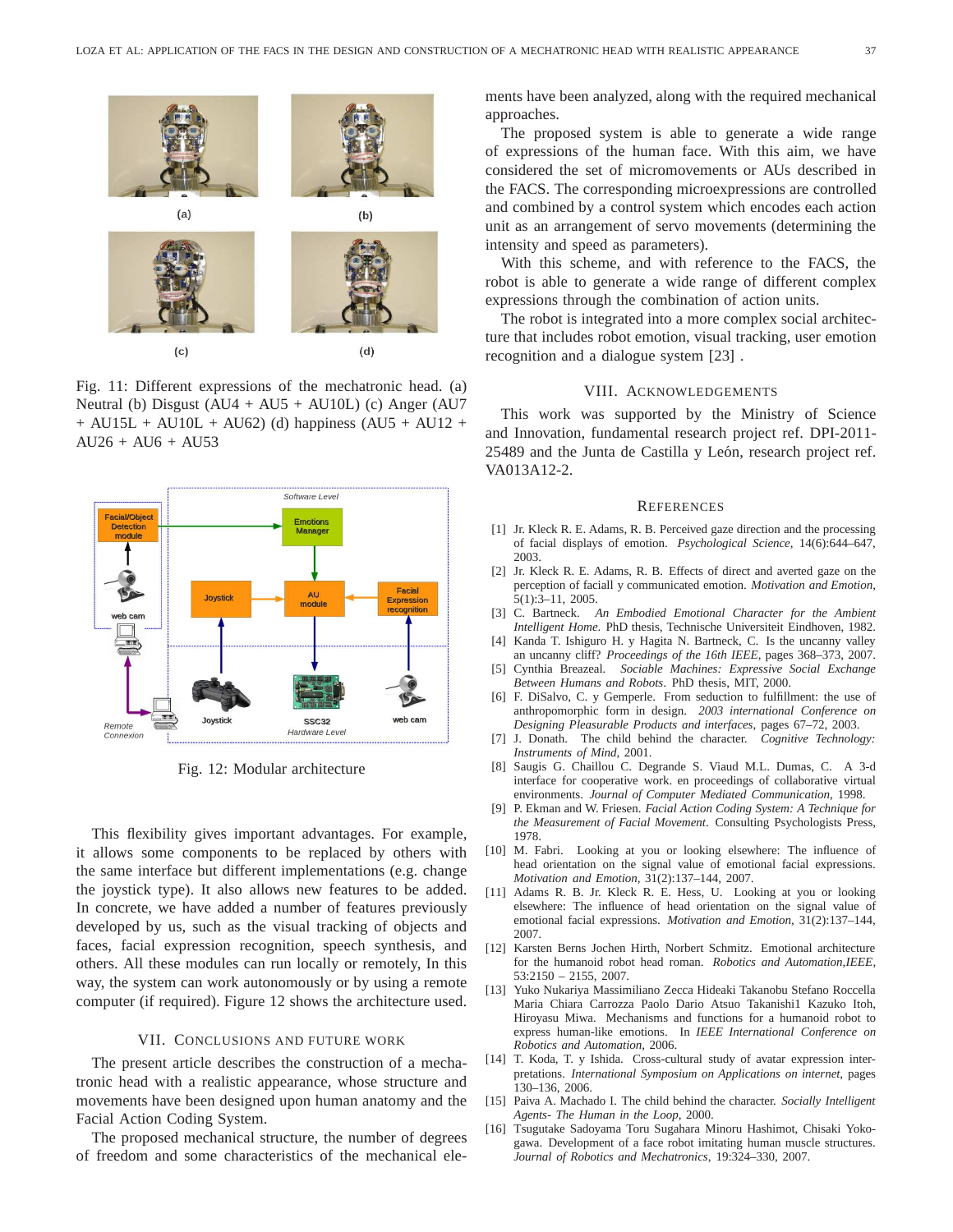Fig. 11: Different expressions of the mechatronic head. (a) Neutral (b) Disgust (AU4 + AU5 + AU10L) (c) Anger (AU7 + AU15L + AU10L + AU62) (d) happiness (AU5 + AU12 + AU26 + AU6 + AU53

Fig. 12: Modular architecture

This flexibility gives important advantages. For example, it allows some components to be replaced by others with the same interface but different implementations (e.g. change the joystick type). It also allows new features to be added. In concrete, we have added a number of features previously developed by us, such as the visual tracking of objects and faces, facial expression recognition, speech synthesis, and others. All these modules can run locally or remotely, In this way, the system can work autonomously or by using a remote computer (if required). Figure 12 shows the architecture used.

## VII. Conclusions and Future Work

The present article describes the construction of a mechatronic head with a realistic appearance, whose structure and movements have been designed upon human anatomy and the Facial Action Coding System.

The proposed mechanical structure, the number of degrees of freedom and some characteristics of the mechanical elements have been analyzed, along with the required mechanical approaches.

The proposed system is able to generate a wide range of expressions of the human face. With this aim, we have considered the set of micromovements or AUs described in the FACS. The corresponding microexpressions are controlled and combined by a control system which encodes each action unit as an arrangement of servo movements (determining the intensity and speed as parameters).

With this scheme, and with reference to the FACS, the robot is able to generate a wide range of different complex expressions through the combination of action units.

The robot is integrated into a more complex social architecture that includes robot emotion, visual tracking, user emotion recognition and a dialogue system [23] .

## VIII. Acknowledgements

This work was supported by the Ministry of Science and Innovation, fundamental research project ref. DPI-2011-25489 and the Junta de Castilla y León, research project ref. VA013A12-2.

## References

[1] Jr. Kleck R. E. Adams, R. B. Perceived gaze direction and the processing of facial displays of emotion. *Psychological Science*, 14(6):644–647, 2003.

[2] Jr. Kleck R. E. Adams, R. B. Effects of direct and averted gaze on the perception of faciall y communicated emotion. *Motivation and Emotion*, 5(1):3–11, 2005.

[3] C. Bartneck. *An Embodied Emotional Character for the Ambient Intelligent Home*. PhD thesis, Technische Universiteit Eindhoven, 1982.

[4] Kanda T. Ishiguro H. y Hagita N. Bartneck, C. Is the uncanny valley an uncanny cliff? *Proceedings of the 16th IEEE*, pages 368–373, 2007.

[5] Cynthia Breazeal. *Sociable Machines: Expressive Social Exchange Between Humans and Robots*. PhD thesis, MIT, 2000.

[6] F. DiSalvo, C. y Gemperle. From seduction to fulfillment: the use of anthropomorphic form in design. *2003 international Conference on Designing Pleasurable Products and interfaces*, pages 67–72, 2003.

[7] J. Donath. The child behind the character. *Cognitive Technology: Instruments of Mind*, 2001.

[8] Saugis G. Chaillou C. Degrande S. Viaud M.L. Dumas, C. A 3-d interface for cooperative work. en proceedings of collaborative virtual environments. *Journal of Computer Mediated Communication*, 1998.

[9] P. Ekman and W. Friesen. *Facial Action Coding System: A Technique for the Measurement of Facial Movement*. Consulting Psychologists Press, 1978.

[10] M. Fabri. Looking at you or looking elsewhere: The influence of head orientation on the signal value of emotional facial expressions. *Motivation and Emotion*, 31(2):137–144, 2007.

[11] Adams R. B. Jr. Kleck R. E. Hess, U. Looking at you or looking elsewhere: The influence of head orientation on the signal value of emotional facial expressions. *Motivation and Emotion*, 31(2):137–144, 2007.

[12] Karsten Berns Jochen Hirth, Norbert Schmitz. Emotional architecture for the humanoid robot head roman. *Robotics and Automation,IEEE*, 53:2150 – 2155, 2007.

[13] Yuko Nukariya Massimiliano Zecca Hideaki Takanobu Stefano Roccella Maria Chiara Carrozza Paolo Dario Atsuo Takanishi1 Kazuko Itoh, Hiroyasu Miwa. Mechanisms and functions for a humanoid robot to express human-like emotions. In *IEEE International Conference on Robotics and Automation*, 2006.

[14] T. Koda, T. y Ishida. Cross-cultural study of avatar expression interpretations. *International Symposium on Applications on internet*, pages 130–136, 2006.

[15] Paiva A. Machado I. The child behind the character. *Socially Intelligent Agents- The Human in the Loop*, 2000.

[16] Tsugutake Sadoyama Toru Sugahara Minoru Hashimot, Chisaki Yokogawa. Development of a face robot imitating human muscle structures. *Journal of Robotics and Mechatronics*, 19:324–330, 2007.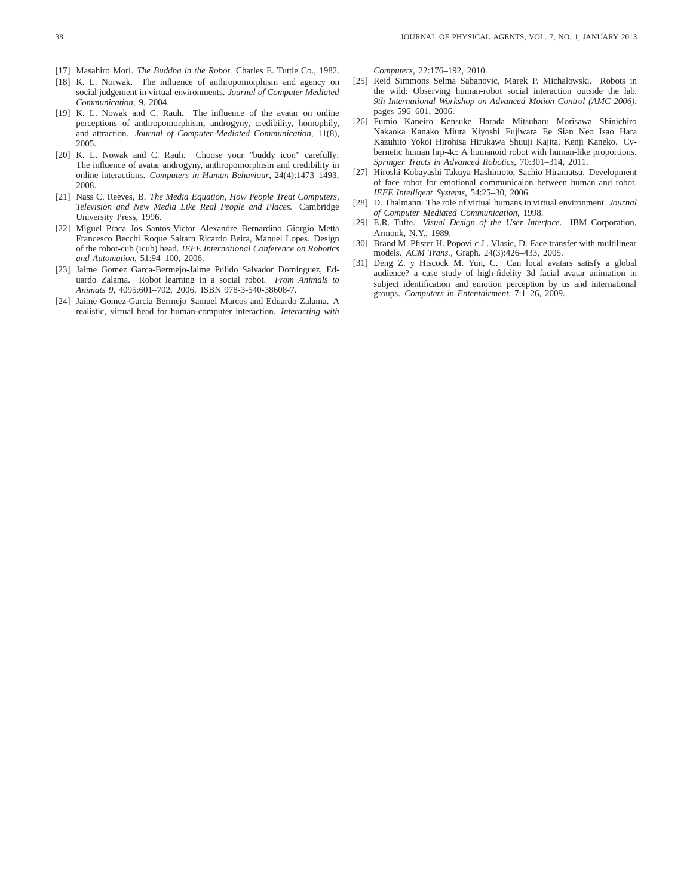[17] Masahiro Mori. *The Buddha in the Robot*. Charles E. Tuttle Co., 1982.

[18] K. L. Norwak. The influence of anthropomorphism and agency on social judgement in virtual environments. *Journal of Computer Mediated Communication*, 9, 2004.

[19] K. L. Nowak and C. Rauh. The influence of the avatar on online perceptions of anthropomorphism, androgyny, credibility, homophily, and attraction. *Journal of Computer-Mediated Communication*, 11(8), 2005.

[20] K. L. Nowak and C. Rauh. Choose your "buddy icon" carefully: The influence of avatar androgyny, anthropomorphism and credibility in online interactions. *Computers in Human Behaviour*, 24(4):1473–1493, 2008.

[21] Nass C. Reeves, B. *The Media Equation, How People Treat Computers, Television and New Media Like Real People and Places.* Cambridge University Press, 1996.

[22] Miguel Praca Jos Santos-Victor Alexandre Bernardino Giorgio Metta Francesco Becchi Roque Saltarn Ricardo Beira, Manuel Lopes. Design of the robot-cub (icub) head. *IEEE International Conference on Robotics and Automation*, 51:94–100, 2006.

[23] Jaime Gomez Garca-Bermejo-Jaime Pulido Salvador Dominguez, Eduardo Zalama. Robot learning in a social robot. *From Animals to Animats 9*, 4095:601–702, 2006. ISBN 978-3-540-38608-7.

[24] Jaime Gomez-Garcia-Bermejo Samuel Marcos and Eduardo Zalama. A realistic, virtual head for human-computer interaction. *Interacting with Computers*, 22:176–192, 2010.

[25] Reid Simmons Selma Sabanovic, Marek P. Michalowski. Robots in the wild: Observing human-robot social interaction outside the lab. *9th International Workshop on Advanced Motion Control (AMC 2006)*, pages 596–601, 2006.

[26] Fumio Kaneiro Kensuke Harada Mitsuharu Morisawa Shinichiro Nakaoka Kanako Miura Kiyoshi Fujiwara Ee Sian Neo Isao Hara Kazuhito Yokoi Hirohisa Hirukawa Shuuji Kajita, Kenji Kaneko. Cybernetic human hrp-4c: A humanoid robot with human-like proportions. *Springer Tracts in Advanced Robotics*, 70:301–314, 2011.

[27] Hiroshi Kobayashi Takuya Hashimoto, Sachio Hiramatsu. Development of face robot for emotional communicaion between human and robot. *IEEE Intelligent Systems*, 54:25–30, 2006.

[28] D. Thalmann. The role of virtual humans in virtual environment. *Journal of Computer Mediated Communication*, 1998.

[29] E.R. Tufte. *Visual Design of the User Interface*. IBM Corporation, Armonk, N.Y., 1989.

[30] Brand M. Pfister H. Popovi c J . Vlasic, D. Face transfer with multilinear models. *ACM Trans.*, Graph. 24(3):426–433, 2005.

[31] Deng Z. y Hiscock M. Yun, C. Can local avatars satisfy a global audience? a case study of high-fidelity 3d facial avatar animation in subject identification and emotion perception by us and international groups. *Computers in Ententairment*, 7:1–26, 2009.